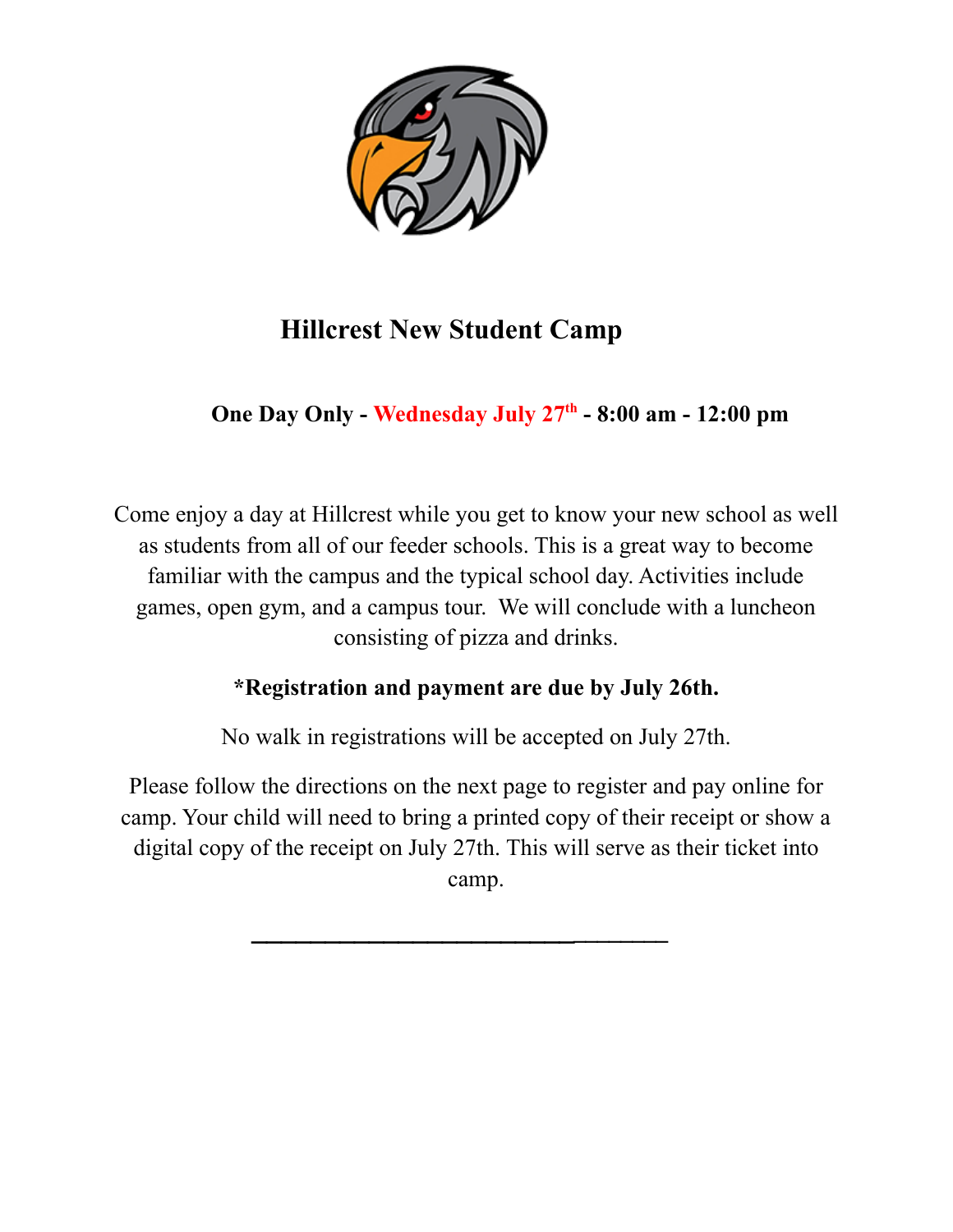# Hillcrest New Student Camp

**One Day Only - Wednesday July 27th - 8:00 am - 12:00 pm**

Come enjoy a day at Hillcrest while you get to know your new school as well as students from all of our feeder schools. This is a great way to become familiar with the campus and the typical school day. Activities include games, open gym, and a campus tour. We will conclude with a luncheon consisting of pizza and drinks.

**\*Registration and payment are due by July 26th.**

No walk in registrations will be accepted on July 27th.

Please follow the directions on the next page to register and pay online for camp. Your child will need to bring a printed copy of their receipt or show a digital copy of the receipt on July 27th. This will serve as their ticket into camp.

---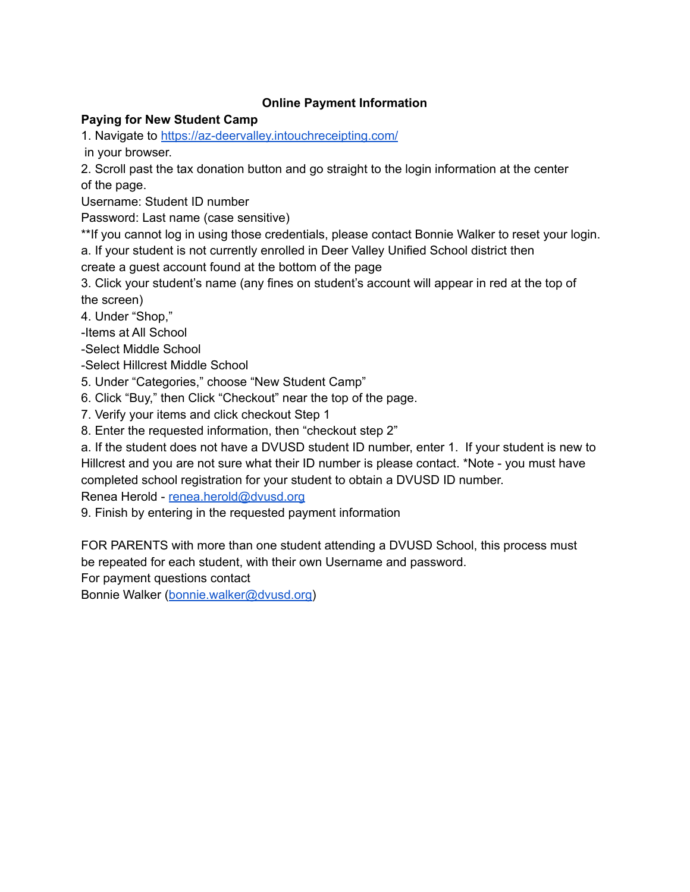# Online Payment Information

**Paying for New Student Camp**

1. Navigate to https://az-deervalley.intouchreceipting.com/ in your browser.
2. Scroll past the tax donation button and go straight to the login information at the center of the page.

Username: Student ID number

Password: Last name (case sensitive)

**If you cannot log in using those credentials, please contact Bonnie Walker to reset your login.

a. If your student is not currently enrolled in Deer Valley Unified School district then create a guest account found at the bottom of the page

3. Click your student's name (any fines on student's account will appear in red at the top of the screen)
4. Under "Shop,"

-Items at All School

-Select Middle School

-Select Hillcrest Middle School

5. Under "Categories," choose "New Student Camp"
6. Click "Buy," then Click "Checkout" near the top of the page.
7. Verify your items and click checkout Step 1
8. Enter the requested information, then "checkout step 2"

a. If the student does not have a DVUSD student ID number, enter 1. If your student is new to Hillcrest and you are not sure what their ID number is please contact. *Note - you must have completed school registration for your student to obtain a DVUSD ID number.

Renea Herold - renea.herold@dvusd.org

9. Finish by entering in the requested payment information

FOR PARENTS with more than one student attending a DVUSD School, this process must be repeated for each student, with their own Username and password.

For payment questions contact

Bonnie Walker (bonnie.walker@dvusd.org)